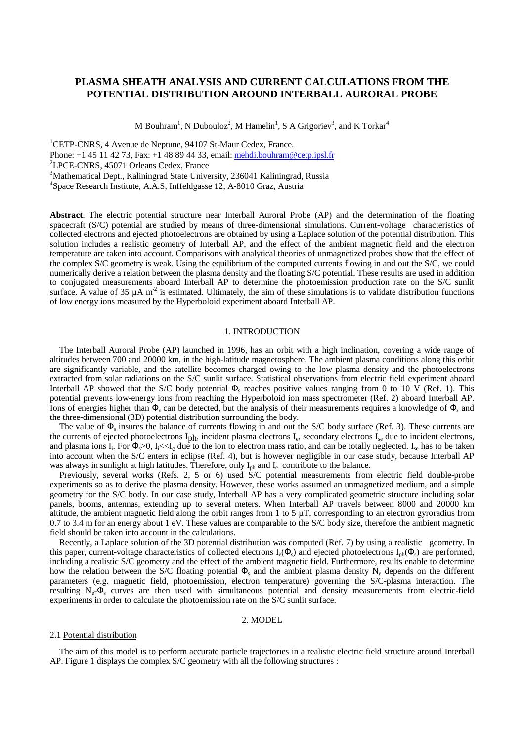# PLASMA SHEATH ANALYSIS AND CURRENT CALCULATIONS FROM THE POTENTIAL DISTRIBUTION AROUND INTERBALL AURORAL PROBE

M Bouhram[1], N Dubouloz[2], M Hamelin[1], S A Grigoriev[3], and K Torkar[4]

[1]CETP-CNRS, 4 Avenue de Neptune, 94107 St-Maur Cedex, France.
Phone: +1 45 11 42 73, Fax: +1 48 89 44 33, email: mehdi.bouhram@cetp.ipsl.fr
[2]LPCE-CNRS, 45071 Orleans Cedex, France
[3]Mathematical Dept., Kaliningrad State University, 236041 Kaliningrad, Russia
[4]Space Research Institute, A.A.S, Inffeldgasse 12, A-8010 Graz, Austria

**Abstract**. The electric potential structure near Interball Auroral Probe (AP) and the determination of the floating spacecraft (S/C) potential are studied by means of three-dimensional simulations. Current-voltage characteristics of collected electrons and ejected photoelectrons are obtained by using a Laplace solution of the potential distribution. This solution includes a realistic geometry of Interball AP, and the effect of the ambient magnetic field and the electron temperature are taken into account. Comparisons with analytical theories of unmagnetized probes show that the effect of the complex S/C geometry is weak. Using the equilibrium of the computed currents flowing in and out the S/C, we could numerically derive a relation between the plasma density and the floating S/C potential. These results are used in addition to conjugated measurements aboard Interball AP to determine the photoemission production rate on the S/C sunlit surface. A value of 35 µA m$^{-2}$ is estimated. Ultimately, the aim of these simulations is to validate distribution functions of low energy ions measured by the Hyperboloid experiment aboard Interball AP.

## 1. INTRODUCTION

The Interball Auroral Probe (AP) launched in 1996, has an orbit with a high inclination, covering a wide range of altitudes between 700 and 20000 km, in the high-latitude magnetosphere. The ambient plasma conditions along this orbit are significantly variable, and the satellite becomes charged owing to the low plasma density and the photoelectrons extracted from solar radiations on the S/C sunlit surface. Statistical observations from electric field experiment aboard Interball AP showed that the S/C body potential $\Phi_s$ reaches positive values ranging from 0 to 10 V (Ref. 1). This potential prevents low-energy ions from reaching the Hyperboloid ion mass spectrometer (Ref. 2) aboard Interball AP. Ions of energies higher than $\Phi_s$ can be detected, but the analysis of their measurements requires a knowledge of $\Phi_s$ and the three-dimensional (3D) potential distribution surrounding the body.

The value of $\Phi_s$ insures the balance of currents flowing in and out the S/C body surface (Ref. 3). These currents are the currents of ejected photoelectrons $I_{ph}$, incident plasma electrons $I_e$, secondary electrons $I_{se}$ due to incident electrons, and plasma ions $I_i$. For $\Phi_s>0$, $I_i<<I_e$ due to the ion to electron mass ratio, and can be totally neglected. $I_{se}$ has to be taken into account when the S/C enters in eclipse (Ref. 4), but is however negligible in our case study, because Interball AP was always in sunlight at high latitudes. Therefore, only $I_{ph}$ and $I_e$ contribute to the balance.

Previously, several works (Refs. 2, 5 or 6) used S/C potential measurements from electric field double-probe experiments so as to derive the plasma density. However, these works assumed an unmagnetized medium, and a simple geometry for the S/C body. In our case study, Interball AP has a very complicated geometric structure including solar panels, booms, antennas, extending up to several meters. When Interball AP travels between 8000 and 20000 km altitude, the ambient magnetic field along the orbit ranges from 1 to 5 µT, corresponding to an electron gyroradius from 0.7 to 3.4 m for an energy about 1 eV. These values are comparable to the S/C body size, therefore the ambient magnetic field should be taken into account in the calculations.

Recently, a Laplace solution of the 3D potential distribution was computed (Ref. 7) by using a realistic geometry. In this paper, current-voltage characteristics of collected electrons $I_e(\Phi_s)$ and ejected photoelectrons $I_{ph}(\Phi_s)$ are performed, including a realistic S/C geometry and the effect of the ambient magnetic field. Furthermore, results enable to determine how the relation between the S/C floating potential $\Phi_s$ and the ambient plasma density $N_e$ depends on the different parameters (e.g. magnetic field, photoemission, electron temperature) governing the S/C-plasma interaction. The resulting $N_e$-$\Phi_s$ curves are then used with simultaneous potential and density measurements from electric-field experiments in order to calculate the photoemission rate on the S/C sunlit surface.

## 2. MODEL

### 2.1 Potential distribution

The aim of this model is to perform accurate particle trajectories in a realistic electric field structure around Interball AP. Figure 1 displays the complex S/C geometry with all the following structures :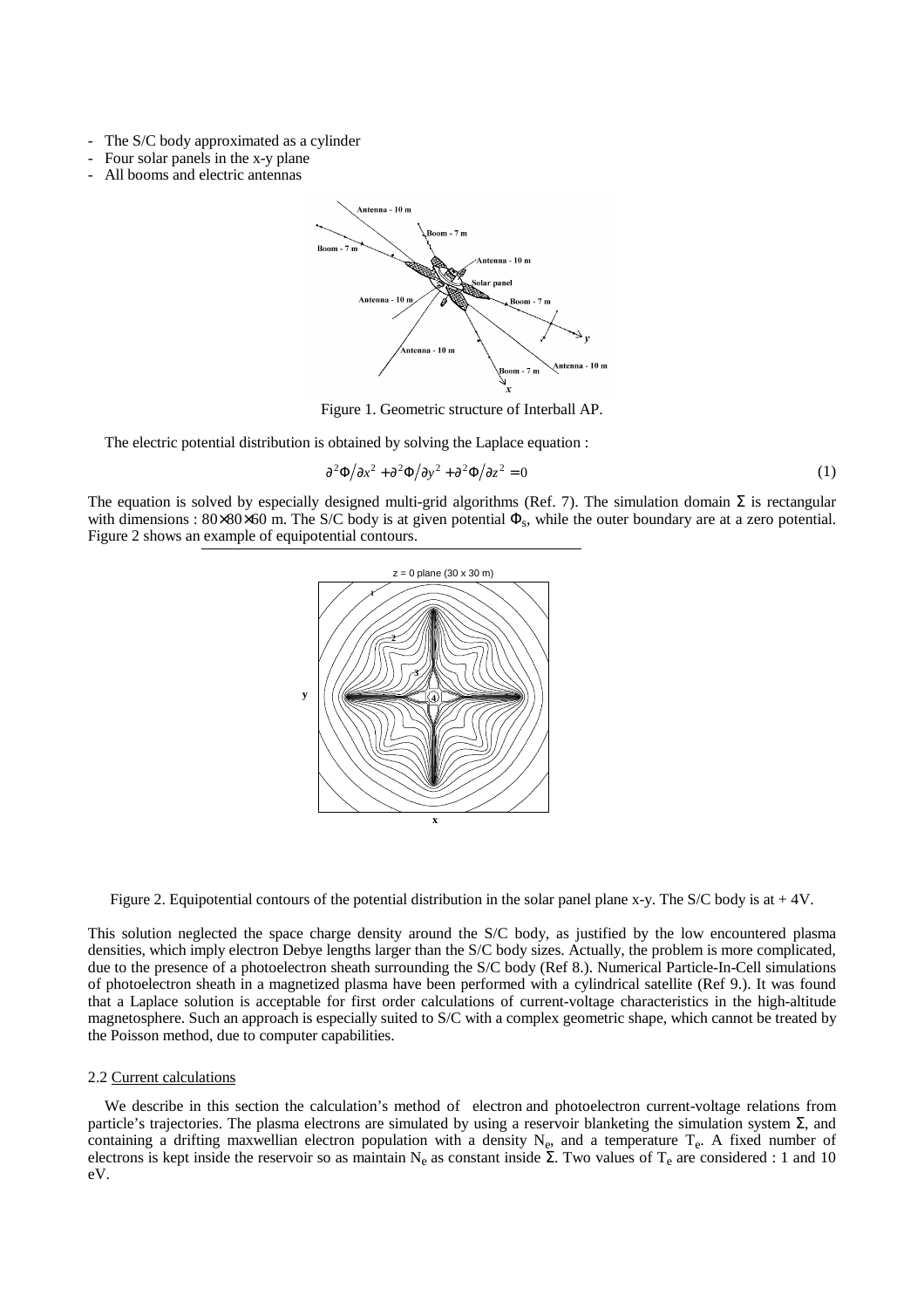- The S/C body approximated as a cylinder
- Four solar panels in the x-y plane
- All booms and electric antennas

Figure 1. Geometric structure of Interball AP.

The electric potential distribution is obtained by solving the Laplace equation :

$$\partial^2\Phi/\partial x^2 + \partial^2\Phi/\partial y^2 + \partial^2\Phi/\partial z^2 = 0 \tag{1}$$

The equation is solved by especially designed multi-grid algorithms (Ref. 7). The simulation domain Σ is rectangular with dimensions : 80×80×60 m. The S/C body is at given potential $\Phi_s$, while the outer boundary are at a zero potential. Figure 2 shows an example of equipotential contours.

Figure 2. Equipotential contours of the potential distribution in the solar panel plane x-y. The S/C body is at + 4V.

This solution neglected the space charge density around the S/C body, as justified by the low encountered plasma densities, which imply electron Debye lengths larger than the S/C body sizes. Actually, the problem is more complicated, due to the presence of a photoelectron sheath surrounding the S/C body (Ref 8.). Numerical Particle-In-Cell simulations of photoelectron sheath in a magnetized plasma have been performed with a cylindrical satellite (Ref 9.). It was found that a Laplace solution is acceptable for first order calculations of current-voltage characteristics in the high-altitude magnetosphere. Such an approach is especially suited to S/C with a complex geometric shape, which cannot be treated by the Poisson method, due to computer capabilities.

### 2.2 Current calculations

We describe in this section the calculation's method of electron and photoelectron current-voltage relations from particle's trajectories. The plasma electrons are simulated by using a reservoir blanketing the simulation system Σ, and containing a drifting maxwellian electron population with a density $N_e$, and a temperature $T_e$. A fixed number of electrons is kept inside the reservoir so as maintain $N_e$ as constant inside Σ. Two values of $T_e$ are considered : 1 and 10 eV.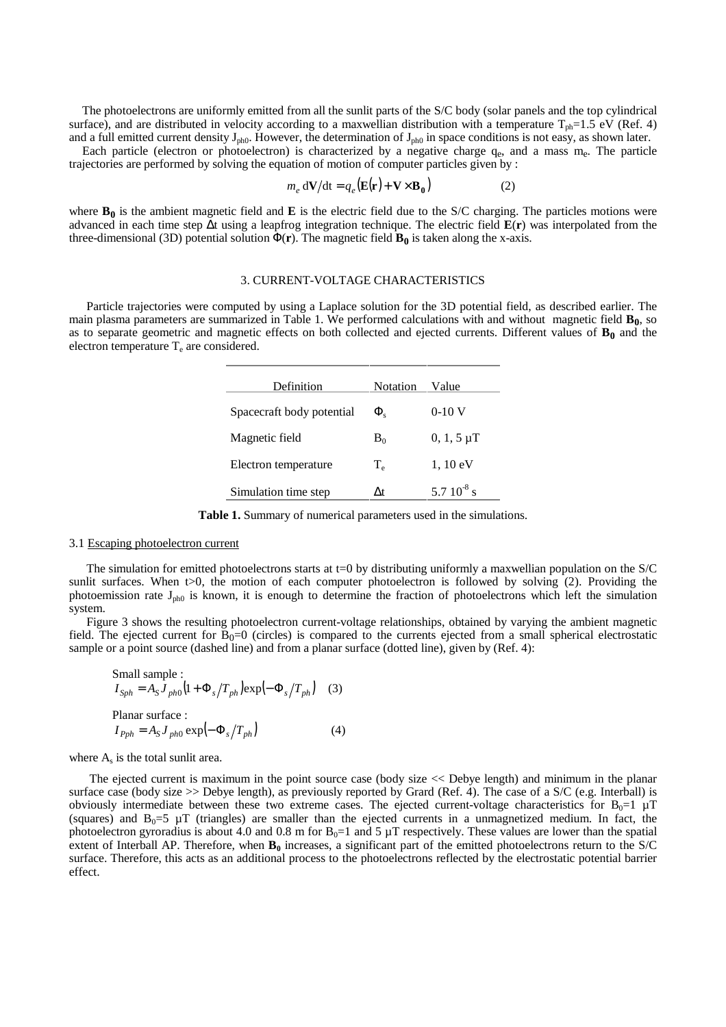The photoelectrons are uniformly emitted from all the sunlit parts of the S/C body (solar panels and the top cylindrical surface), and are distributed in velocity according to a maxwellian distribution with a temperature $T_{ph}$=1.5 eV (Ref. 4) and a full emitted current density $J_{ph0}$. However, the determination of $J_{ph0}$ in space conditions is not easy, as shown later.

Each particle (electron or photoelectron) is characterized by a negative charge $q_e$, and a mass $m_e$. The particle trajectories are performed by solving the equation of motion of computer particles given by :

$$m_e \, d\mathbf{V}/dt = q_e \left( \mathbf{E}(\mathbf{r}) + \mathbf{V} \times \mathbf{B_0} \right) \qquad (2)$$

where $\mathbf{B_0}$ is the ambient magnetic field and $\mathbf{E}$ is the electric field due to the S/C charging. The particles motions were advanced in each time step $\Delta t$ using a leapfrog integration technique. The electric field $\mathbf{E}(\mathbf{r})$ was interpolated from the three-dimensional (3D) potential solution $\Phi(\mathbf{r})$. The magnetic field $\mathbf{B_0}$ is taken along the x-axis.

## 3. CURRENT-VOLTAGE CHARACTERISTICS

Particle trajectories were computed by using a Laplace solution for the 3D potential field, as described earlier. The main plasma parameters are summarized in Table 1. We performed calculations with and without magnetic field $\mathbf{B_0}$, so as to separate geometric and magnetic effects on both collected and ejected currents. Different values of $\mathbf{B_0}$ and the electron temperature $T_e$ are considered.

| Definition | Notation | Value |
|---|---|---|
| Spacecraft body potential | $\Phi_s$ | 0-10 V |
| Magnetic field | $B_0$ | 0, 1, 5 µT |
| Electron temperature | $T_e$ | 1, 10 eV |
| Simulation time step | $\Delta t$ | $5.7\ 10^{-8}$ s |

**Table 1.** Summary of numerical parameters used in the simulations.

### 3.1 Escaping photoelectron current

The simulation for emitted photoelectrons starts at t=0 by distributing uniformly a maxwellian population on the S/C sunlit surfaces. When t>0, the motion of each computer photoelectron is followed by solving (2). Providing the photoemission rate $J_{ph0}$ is known, it is enough to determine the fraction of photoelectrons which left the simulation system.

Figure 3 shows the resulting photoelectron current-voltage relationships, obtained by varying the ambient magnetic field. The ejected current for $B_0$=0 (circles) is compared to the currents ejected from a small spherical electrostatic sample or a point source (dashed line) and from a planar surface (dotted line), given by (Ref. 4):

Small sample :

$$I_{Sph} = A_S J_{ph0} \left(1 + \Phi_s / T_{ph}\right) \exp\left(-\Phi_s / T_{ph}\right) \qquad (3)$$

Planar surface :

$$I_{Pph} = A_S J_{ph0} \exp\left(-\Phi_s / T_{ph}\right) \qquad (4)$$

where $A_s$ is the total sunlit area.

The ejected current is maximum in the point source case (body size << Debye length) and minimum in the planar surface case (body size >> Debye length), as previously reported by Grard (Ref. 4). The case of a S/C (e.g. Interball) is obviously intermediate between these two extreme cases. The ejected current-voltage characteristics for $B_0$=1 µT (squares) and $B_0$=5 µT (triangles) are smaller than the ejected currents in a unmagnetized medium. In fact, the photoelectron gyroradius is about 4.0 and 0.8 m for $B_0$=1 and 5 µT respectively. These values are lower than the spatial extent of Interball AP. Therefore, when $\mathbf{B_0}$ increases, a significant part of the emitted photoelectrons return to the S/C surface. Therefore, this acts as an additional process to the photoelectrons reflected by the electrostatic potential barrier effect.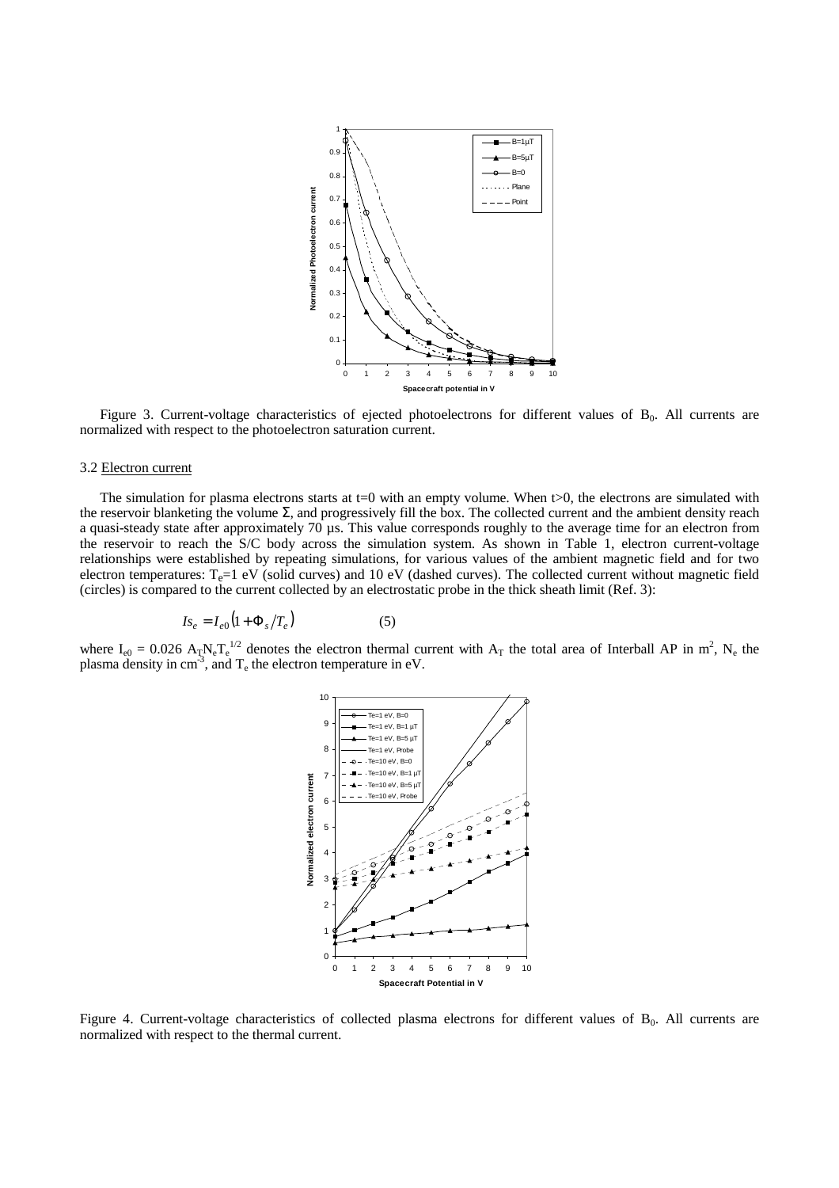Figure 3. Current-voltage characteristics of ejected photoelectrons for different values of $B_0$. All currents are normalized with respect to the photoelectron saturation current.

### 3.2 Electron current

The simulation for plasma electrons starts at t=0 with an empty volume. When t>0, the electrons are simulated with the reservoir blanketing the volume $\Sigma$, and progressively fill the box. The collected current and the ambient density reach a quasi-steady state after approximately 70 µs. This value corresponds roughly to the average time for an electron from the reservoir to reach the S/C body across the simulation system. As shown in Table 1, electron current-voltage relationships were established by repeating simulations, for various values of the ambient magnetic field and for two electron temperatures: $T_e$=1 eV (solid curves) and 10 eV (dashed curves). The collected current without magnetic field (circles) is compared to the current collected by an electrostatic probe in the thick sheath limit (Ref. 3):

$$Is_e = I_{e0}\left(1 + \Phi_s / T_e\right) \tag{5}$$

where $I_{e0} = 0.026\ A_T N_e T_e^{1/2}$ denotes the electron thermal current with $A_T$ the total area of Interball AP in $m^2$, $N_e$ the plasma density in $cm^{-3}$, and $T_e$ the electron temperature in eV.

Figure 4. Current-voltage characteristics of collected plasma electrons for different values of $B_0$. All currents are normalized with respect to the thermal current.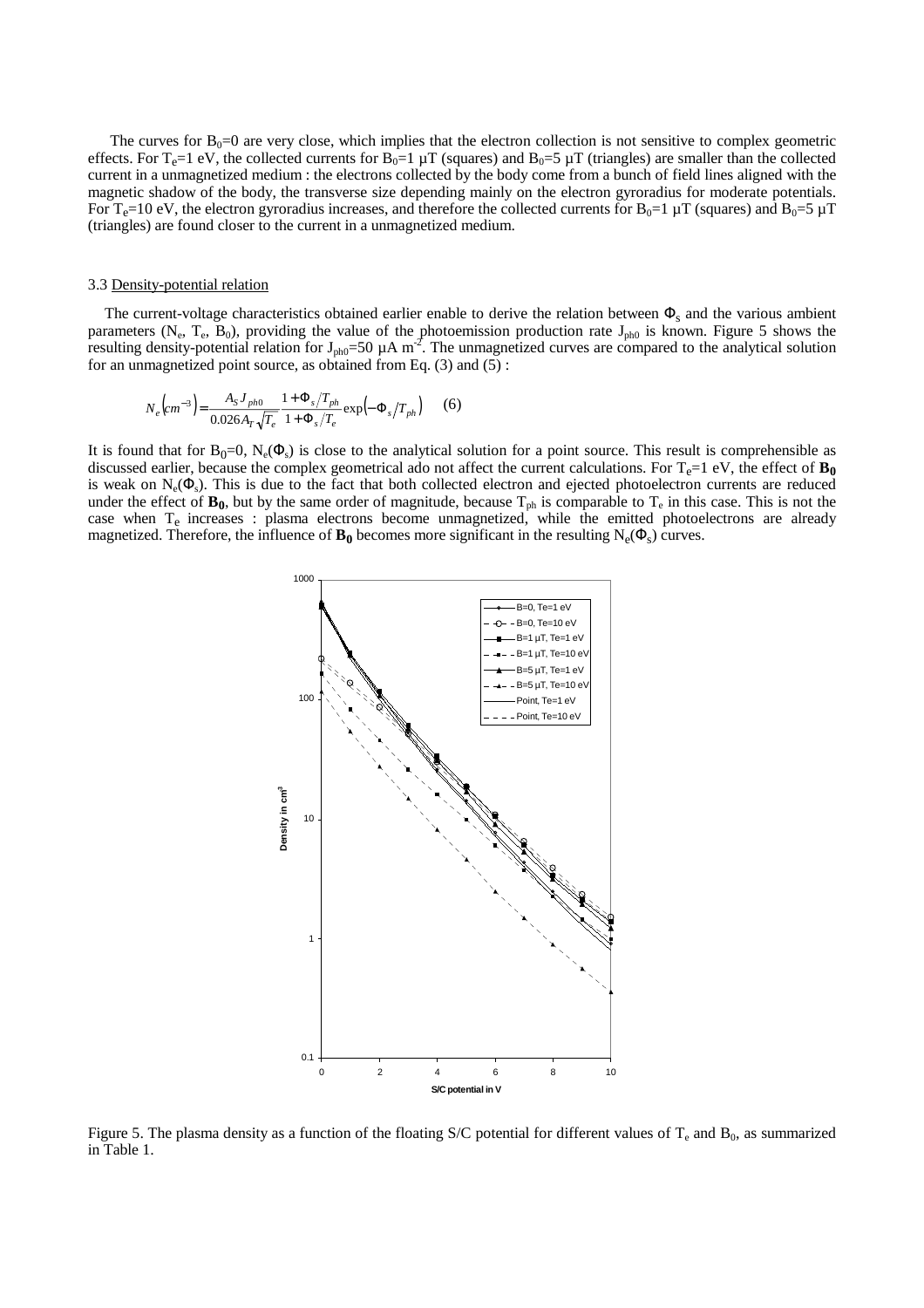The curves for $B_0=0$ are very close, which implies that the electron collection is not sensitive to complex geometric effects. For $T_e=1$ eV, the collected currents for $B_0=1$ µT (squares) and $B_0=5$ µT (triangles) are smaller than the collected current in a unmagnetized medium : the electrons collected by the body come from a bunch of field lines aligned with the magnetic shadow of the body, the transverse size depending mainly on the electron gyroradius for moderate potentials. For $T_e=10$ eV, the electron gyroradius increases, and therefore the collected currents for $B_0=1$ µT (squares) and $B_0=5$ µT (triangles) are found closer to the current in a unmagnetized medium.

### 3.3 Density-potential relation

The current-voltage characteristics obtained earlier enable to derive the relation between $\Phi_s$ and the various ambient parameters ($N_e$, $T_e$, $B_0$), providing the value of the photoemission production rate $J_{ph0}$ is known. Figure 5 shows the resulting density-potential relation for $J_{ph0}=50$ µA m$^{-2}$. The unmagnetized curves are compared to the analytical solution for an unmagnetized point source, as obtained from Eq. (3) and (5) :

$$N_e\left(cm^{-3}\right)=\frac{A_S J_{ph0}}{0.026 A_T \sqrt{T_e}}\frac{1+\Phi_s/T_{ph}}{1+\Phi_s/T_e}\exp\left(-\Phi_s/T_{ph}\right) \qquad (6)$$

It is found that for $B_0=0$, $N_e(\Phi_s)$ is close to the analytical solution for a point source. This result is comprehensible as discussed earlier, because the complex geometrical ado not affect the current calculations. For $T_e=1$ eV, the effect of $\mathbf{B_0}$ is weak on $N_e(\Phi_s)$. This is due to the fact that both collected electron and ejected photoelectron currents are reduced under the effect of $\mathbf{B_0}$, but by the same order of magnitude, because $T_{ph}$ is comparable to $T_e$ in this case. This is not the case when $T_e$ increases : plasma electrons become unmagnetized, while the emitted photoelectrons are already magnetized. Therefore, the influence of $\mathbf{B_0}$ becomes more significant in the resulting $N_e(\Phi_s)$ curves.

Figure 5. The plasma density as a function of the floating S/C potential for different values of $T_e$ and $B_0$, as summarized in Table 1.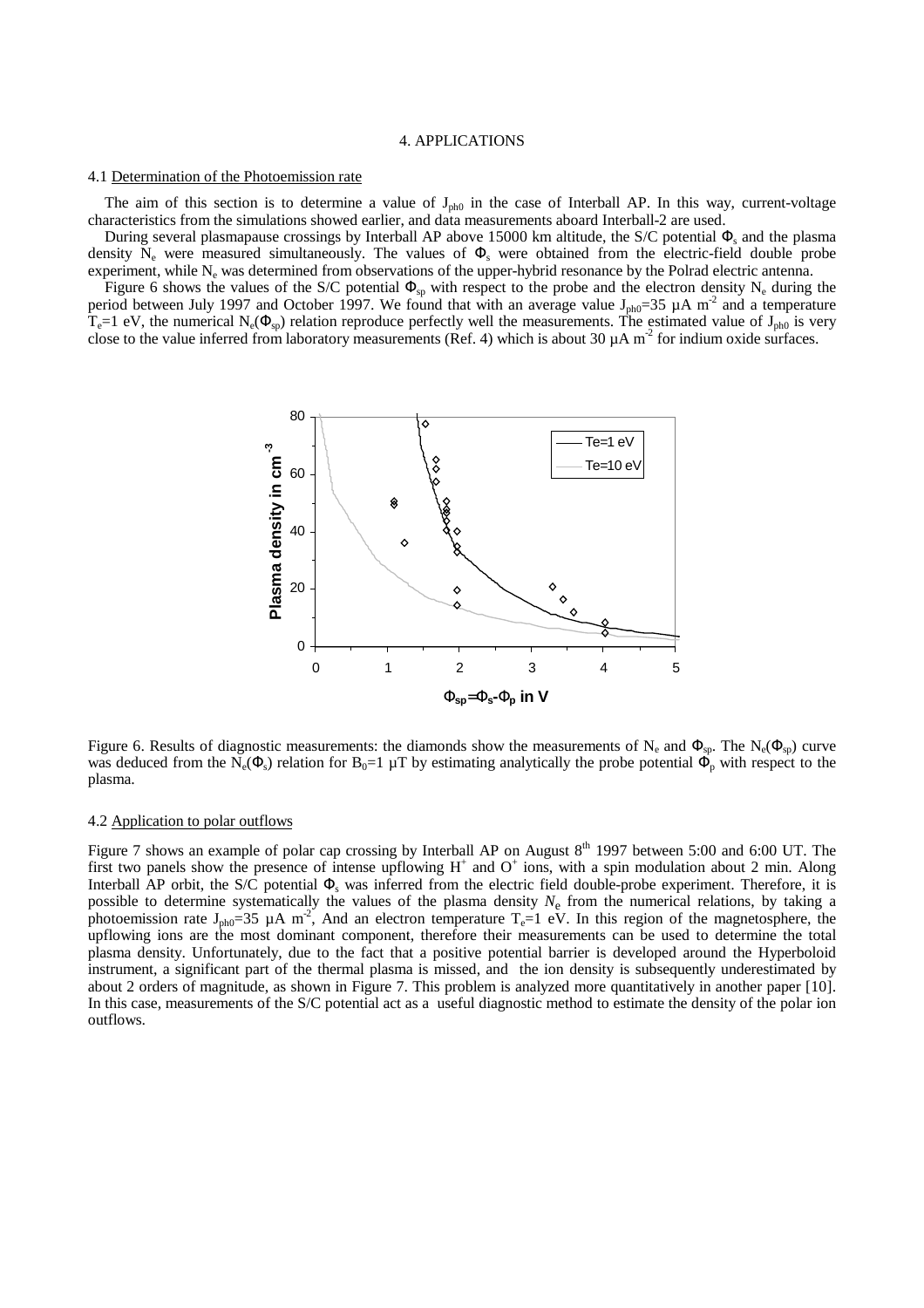# 4. APPLICATIONS

## 4.1 Determination of the Photoemission rate

The aim of this section is to determine a value of $J_{ph0}$ in the case of Interball AP. In this way, current-voltage characteristics from the simulations showed earlier, and data measurements aboard Interball-2 are used.

During several plasmapause crossings by Interball AP above 15000 km altitude, the S/C potential $\Phi_s$ and the plasma density $N_e$ were measured simultaneously. The values of $\Phi_s$ were obtained from the electric-field double probe experiment, while $N_e$ was determined from observations of the upper-hybrid resonance by the Polrad electric antenna.

Figure 6 shows the values of the S/C potential $\Phi_{sp}$ with respect to the probe and the electron density $N_e$ during the period between July 1997 and October 1997. We found that with an average value $J_{ph0}$=35 µA $m^{-2}$ and a temperature $T_e$=1 eV, the numerical $N_e(\Phi_{sp})$ relation reproduce perfectly well the measurements. The estimated value of $J_{ph0}$ is very close to the value inferred from laboratory measurements (Ref. 4) which is about 30 µA $m^{-2}$ for indium oxide surfaces.

Figure 6. Results of diagnostic measurements: the diamonds show the measurements of $N_e$ and $\Phi_{sp}$. The $N_e(\Phi_{sp})$ curve was deduced from the $N_e(\Phi_s)$ relation for $B_0$=1 µT by estimating analytically the probe potential $\Phi_p$ with respect to the plasma.

## 4.2 Application to polar outflows

Figure 7 shows an example of polar cap crossing by Interball AP on August 8th 1997 between 5:00 and 6:00 UT. The first two panels show the presence of intense upflowing $H^+$ and $O^+$ ions, with a spin modulation about 2 min. Along Interball AP orbit, the S/C potential $\Phi_s$ was inferred from the electric field double-probe experiment. Therefore, it is possible to determine systematically the values of the plasma density $N_e$ from the numerical relations, by taking a photoemission rate $J_{ph0}$=35 µA $m^{-2}$, And an electron temperature $T_e$=1 eV. In this region of the magnetosphere, the upflowing ions are the most dominant component, therefore their measurements can be used to determine the total plasma density. Unfortunately, due to the fact that a positive potential barrier is developed around the Hyperboloid instrument, a significant part of the thermal plasma is missed, and the ion density is subsequently underestimated by about 2 orders of magnitude, as shown in Figure 7. This problem is analyzed more quantitatively in another paper [10]. In this case, measurements of the S/C potential act as a useful diagnostic method to estimate the density of the polar ion outflows.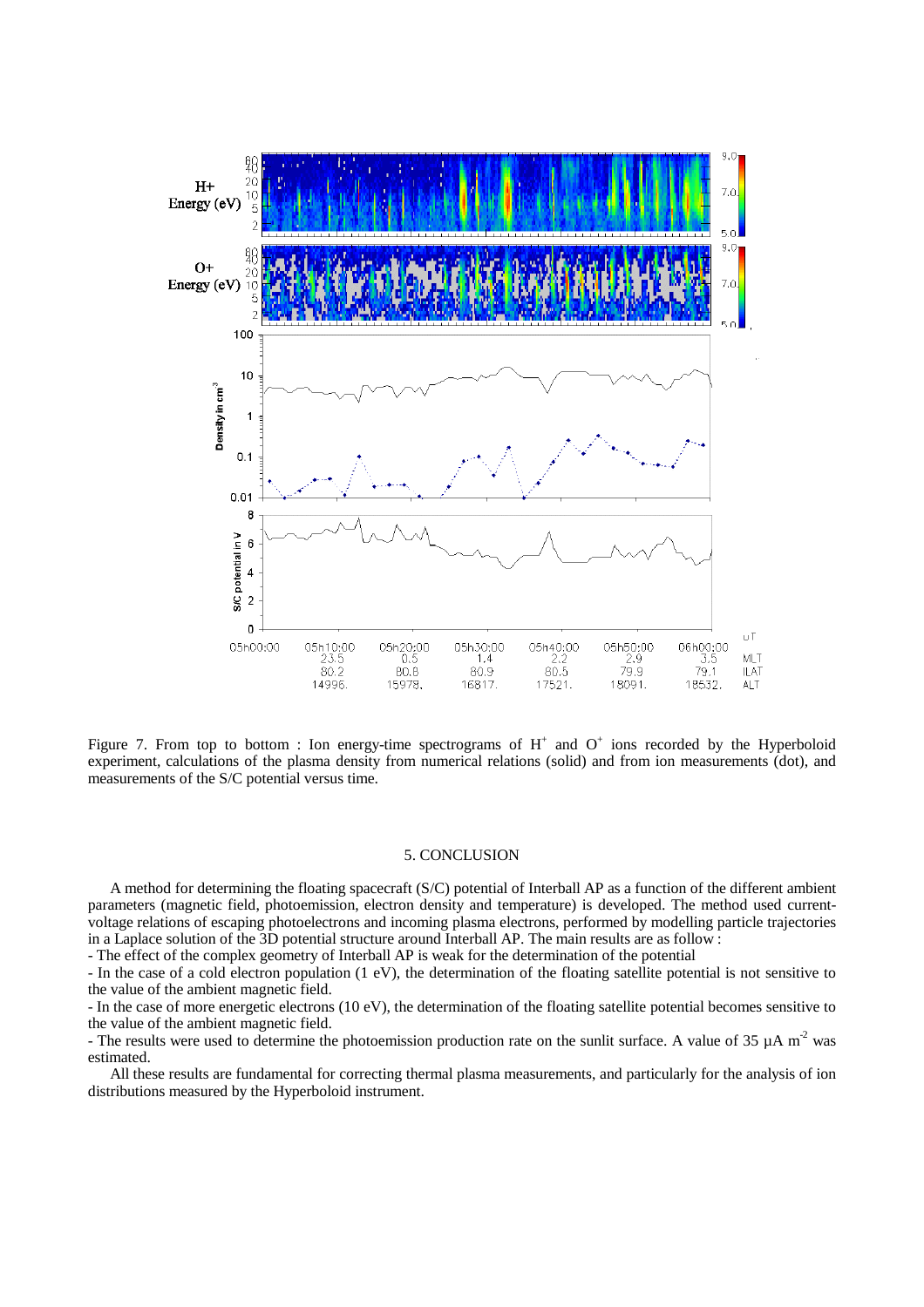Figure 7. From top to bottom : Ion energy-time spectrograms of $H^+$ and $O^+$ ions recorded by the Hyperboloid experiment, calculations of the plasma density from numerical relations (solid) and from ion measurements (dot), and measurements of the S/C potential versus time.

## 5. CONCLUSION

A method for determining the floating spacecraft (S/C) potential of Interball AP as a function of the different ambient parameters (magnetic field, photoemission, electron density and temperature) is developed. The method used current-voltage relations of escaping photoelectrons and incoming plasma electrons, performed by modelling particle trajectories in a Laplace solution of the 3D potential structure around Interball AP. The main results are as follow :

- The effect of the complex geometry of Interball AP is weak for the determination of the potential
- In the case of a cold electron population (1 eV), the determination of the floating satellite potential is not sensitive to the value of the ambient magnetic field.
- In the case of more energetic electrons (10 eV), the determination of the floating satellite potential becomes sensitive to the value of the ambient magnetic field.
- The results were used to determine the photoemission production rate on the sunlit surface. A value of 35 $\mu A\ m^{-2}$ was estimated.

All these results are fundamental for correcting thermal plasma measurements, and particularly for the analysis of ion distributions measured by the Hyperboloid instrument.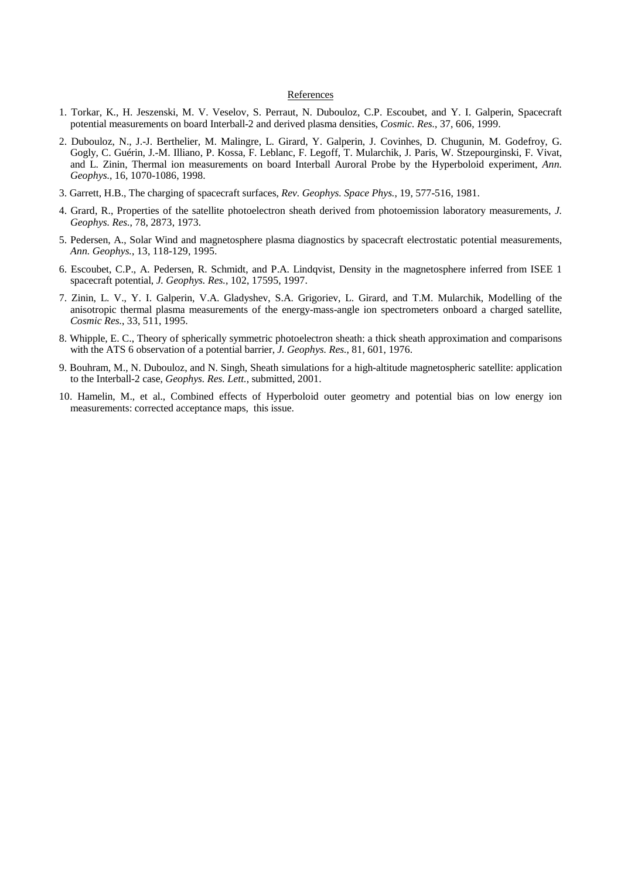References

1. Torkar, K., H. Jeszenski, M. V. Veselov, S. Perraut, N. Dubouloz, C.P. Escoubet, and Y. I. Galperin, Spacecraft potential measurements on board Interball-2 and derived plasma densities, *Cosmic. Res.*, 37, 606, 1999.

2. Dubouloz, N., J.-J. Berthelier, M. Malingre, L. Girard, Y. Galperin, J. Covinhes, D. Chugunin, M. Godefroy, G. Gogly, C. Guérin, J.-M. Illiano, P. Kossa, F. Leblanc, F. Legoff, T. Mularchik, J. Paris, W. Stzepourginski, F. Vivat, and L. Zinin, Thermal ion measurements on board Interball Auroral Probe by the Hyperboloid experiment, *Ann. Geophys.*, 16, 1070-1086, 1998.

3. Garrett, H.B., The charging of spacecraft surfaces, *Rev. Geophys. Space Phys.*, 19, 577-516, 1981.

4. Grard, R., Properties of the satellite photoelectron sheath derived from photoemission laboratory measurements, *J. Geophys. Res.*, 78, 2873, 1973.

5. Pedersen, A., Solar Wind and magnetosphere plasma diagnostics by spacecraft electrostatic potential measurements, *Ann. Geophys.*, 13, 118-129, 1995.

6. Escoubet, C.P., A. Pedersen, R. Schmidt, and P.A. Lindqvist, Density in the magnetosphere inferred from ISEE 1 spacecraft potential, *J. Geophys. Res.*, 102, 17595, 1997.

7. Zinin, L. V., Y. I. Galperin, V.A. Gladyshev, S.A. Grigoriev, L. Girard, and T.M. Mularchik, Modelling of the anisotropic thermal plasma measurements of the energy-mass-angle ion spectrometers onboard a charged satellite, *Cosmic Res.*, 33, 511, 1995.

8. Whipple, E. C., Theory of spherically symmetric photoelectron sheath: a thick sheath approximation and comparisons with the ATS 6 observation of a potential barrier, *J. Geophys. Res.*, 81, 601, 1976.

9. Bouhram, M., N. Dubouloz, and N. Singh, Sheath simulations for a high-altitude magnetospheric satellite: application to the Interball-2 case, *Geophys. Res. Lett.*, submitted, 2001.

10. Hamelin, M., et al., Combined effects of Hyperboloid outer geometry and potential bias on low energy ion measurements: corrected acceptance maps, this issue.